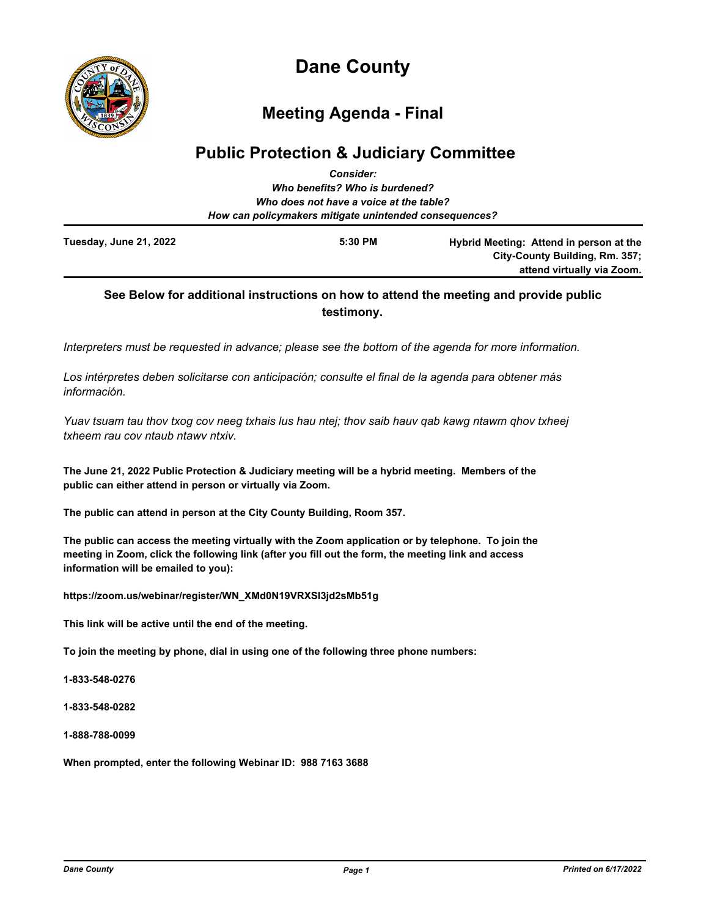# Dane County

## Meeting Agenda - Final

## Public Protection & Judiciary Committee

***Consider:***
***Who benefits? Who is burdened?***
***Who does not have a voice at the table?***
***How can policymakers mitigate unintended consequences?***

| **Tuesday, June 21, 2022** | **5:30 PM** | **Hybrid Meeting: Attend in person at the City-County Building, Rm. 357; attend virtually via Zoom.** |
|---|---|---|

**See Below for additional instructions on how to attend the meeting and provide public testimony.**

*Interpreters must be requested in advance; please see the bottom of the agenda for more information.*

*Los intérpretes deben solicitarse con anticipación; consulte el final de la agenda para obtener más información.*

*Yuav tsuam tau thov txog cov neeg txhais lus hau ntej; thov saib hauv qab kawg ntawm qhov txheej txheem rau cov ntaub ntawv ntxiv.*

**The June 21, 2022 Public Protection & Judiciary meeting will be a hybrid meeting. Members of the public can either attend in person or virtually via Zoom.**

**The public can attend in person at the City County Building, Room 357.**

**The public can access the meeting virtually with the Zoom application or by telephone. To join the meeting in Zoom, click the following link (after you fill out the form, the meeting link and access information will be emailed to you):**

**https://zoom.us/webinar/register/WN_XMd0N19VRXSl3jd2sMb51g**

**This link will be active until the end of the meeting.**

**To join the meeting by phone, dial in using one of the following three phone numbers:**

**1-833-548-0276**

**1-833-548-0282**

**1-888-788-0099**

**When prompted, enter the following Webinar ID: 988 7163 3688**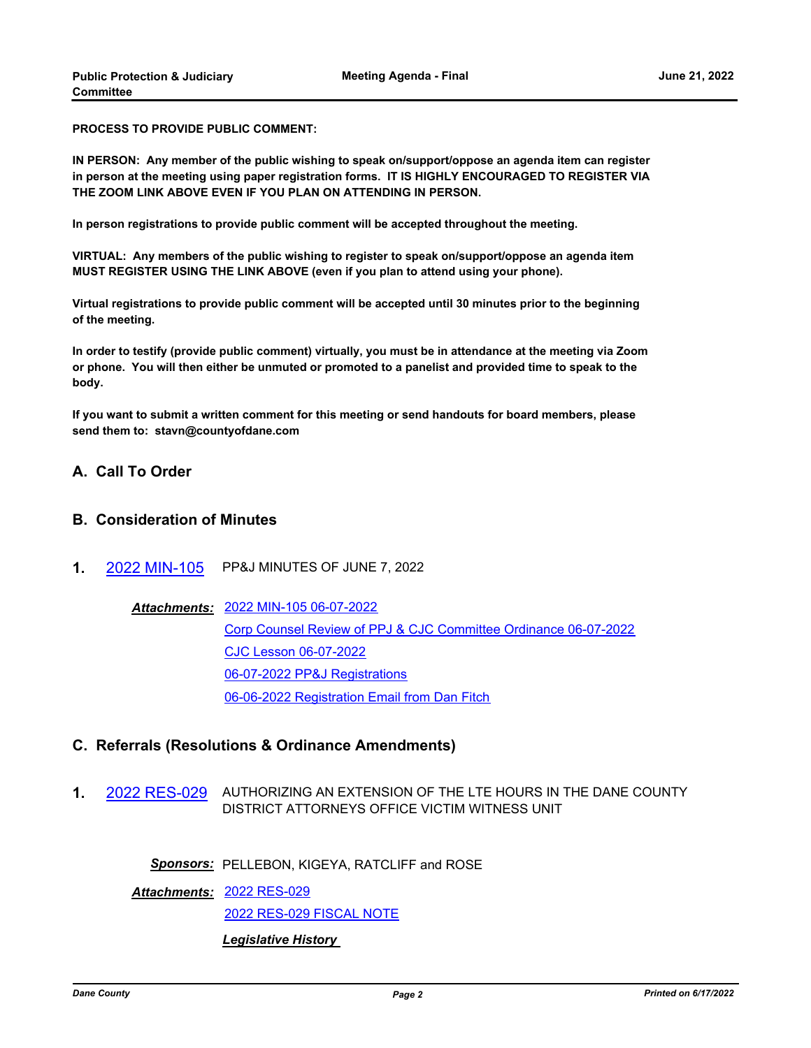**PROCESS TO PROVIDE PUBLIC COMMENT:**

**IN PERSON: Any member of the public wishing to speak on/support/oppose an agenda item can register in person at the meeting using paper registration forms. IT IS HIGHLY ENCOURAGED TO REGISTER VIA THE ZOOM LINK ABOVE EVEN IF YOU PLAN ON ATTENDING IN PERSON.**

**In person registrations to provide public comment will be accepted throughout the meeting.**

**VIRTUAL: Any members of the public wishing to register to speak on/support/oppose an agenda item MUST REGISTER USING THE LINK ABOVE (even if you plan to attend using your phone).**

**Virtual registrations to provide public comment will be accepted until 30 minutes prior to the beginning of the meeting.**

**In order to testify (provide public comment) virtually, you must be in attendance at the meeting via Zoom or phone. You will then either be unmuted or promoted to a panelist and provided time to speak to the body.**

**If you want to submit a written comment for this meeting or send handouts for board members, please send them to: stavn@countyofdane.com**

## A. Call To Order

## B. Consideration of Minutes

**1.** 2022 MIN-105 PP&J MINUTES OF JUNE 7, 2022

***Attachments:*** 2022 MIN-105 06-07-2022
Corp Counsel Review of PPJ & CJC Committee Ordinance 06-07-2022
CJC Lesson 06-07-2022
06-07-2022 PP&J Registrations
06-06-2022 Registration Email from Dan Fitch

## C. Referrals (Resolutions & Ordinance Amendments)

**1.** 2022 RES-029 AUTHORIZING AN EXTENSION OF THE LTE HOURS IN THE DANE COUNTY DISTRICT ATTORNEYS OFFICE VICTIM WITNESS UNIT

***Sponsors:*** PELLEBON, KIGEYA, RATCLIFF and ROSE

***Attachments:*** 2022 RES-029
2022 RES-029 FISCAL NOTE

***Legislative History***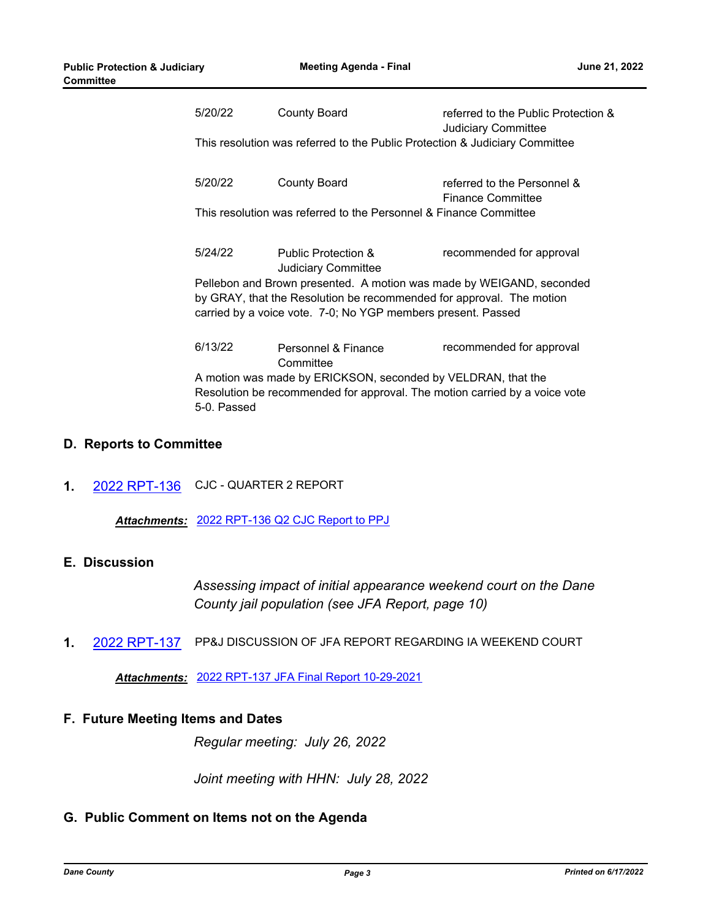| | | |
|---|---|---|
| 5/20/22 | County Board | referred to the Public Protection & Judiciary Committee |

This resolution was referred to the Public Protection & Judiciary Committee

| | | |
|---|---|---|
| 5/20/22 | County Board | referred to the Personnel & Finance Committee |

This resolution was referred to the Personnel & Finance Committee

| | | |
|---|---|---|
| 5/24/22 | Public Protection & Judiciary Committee | recommended for approval |

Pellebon and Brown presented. A motion was made by WEIGAND, seconded by GRAY, that the Resolution be recommended for approval. The motion carried by a voice vote. 7-0; No YGP members present. Passed

| | | |
|---|---|---|
| 6/13/22 | Personnel & Finance Committee | recommended for approval |

A motion was made by ERICKSON, seconded by VELDRAN, that the Resolution be recommended for approval. The motion carried by a voice vote 5-0. Passed

## D. Reports to Committee

**1.** 2022 RPT-136 CJC - QUARTER 2 REPORT

***Attachments:*** 2022 RPT-136 Q2 CJC Report to PPJ

## E. Discussion

*Assessing impact of initial appearance weekend court on the Dane County jail population (see JFA Report, page 10)*

**1.** 2022 RPT-137 PP&J DISCUSSION OF JFA REPORT REGARDING IA WEEKEND COURT

***Attachments:*** 2022 RPT-137 JFA Final Report 10-29-2021

## F. Future Meeting Items and Dates

*Regular meeting: July 26, 2022*

*Joint meeting with HHN: July 28, 2022*

## G. Public Comment on Items not on the Agenda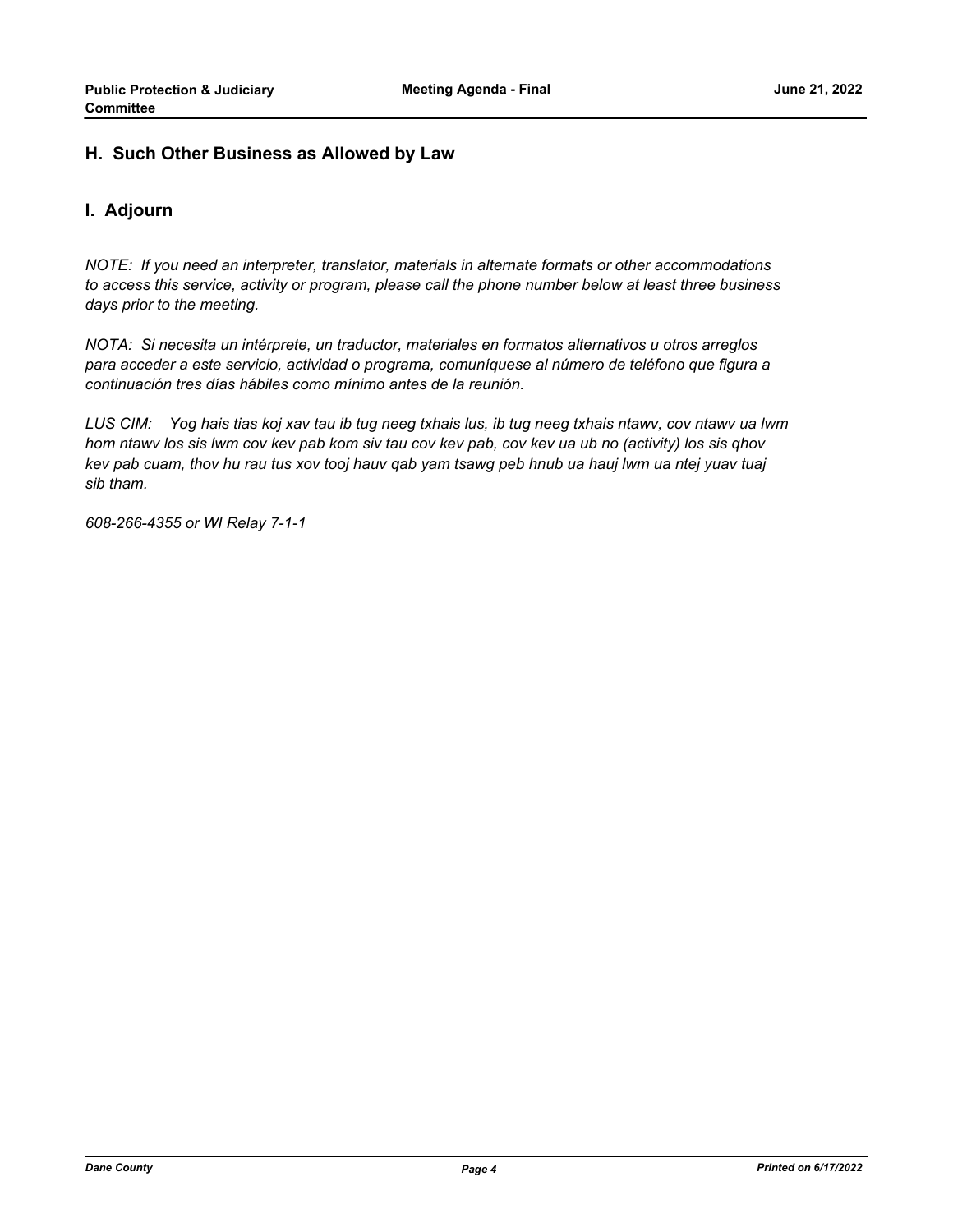## H. Such Other Business as Allowed by Law

## I. Adjourn

*NOTE: If you need an interpreter, translator, materials in alternate formats or other accommodations to access this service, activity or program, please call the phone number below at least three business days prior to the meeting.*

*NOTA: Si necesita un intérprete, un traductor, materiales en formatos alternativos u otros arreglos para acceder a este servicio, actividad o programa, comuníquese al número de teléfono que figura a continuación tres días hábiles como mínimo antes de la reunión.*

*LUS CIM: Yog hais tias koj xav tau ib tug neeg txhais lus, ib tug neeg txhais ntawv, cov ntawv ua lwm hom ntawv los sis lwm cov kev pab kom siv tau cov kev pab, cov kev ua ub no (activity) los sis qhov kev pab cuam, thov hu rau tus xov tooj hauv qab yam tsawg peb hnub ua hauj lwm ua ntej yuav tuaj sib tham.*

*608-266-4355 or WI Relay 7-1-1*